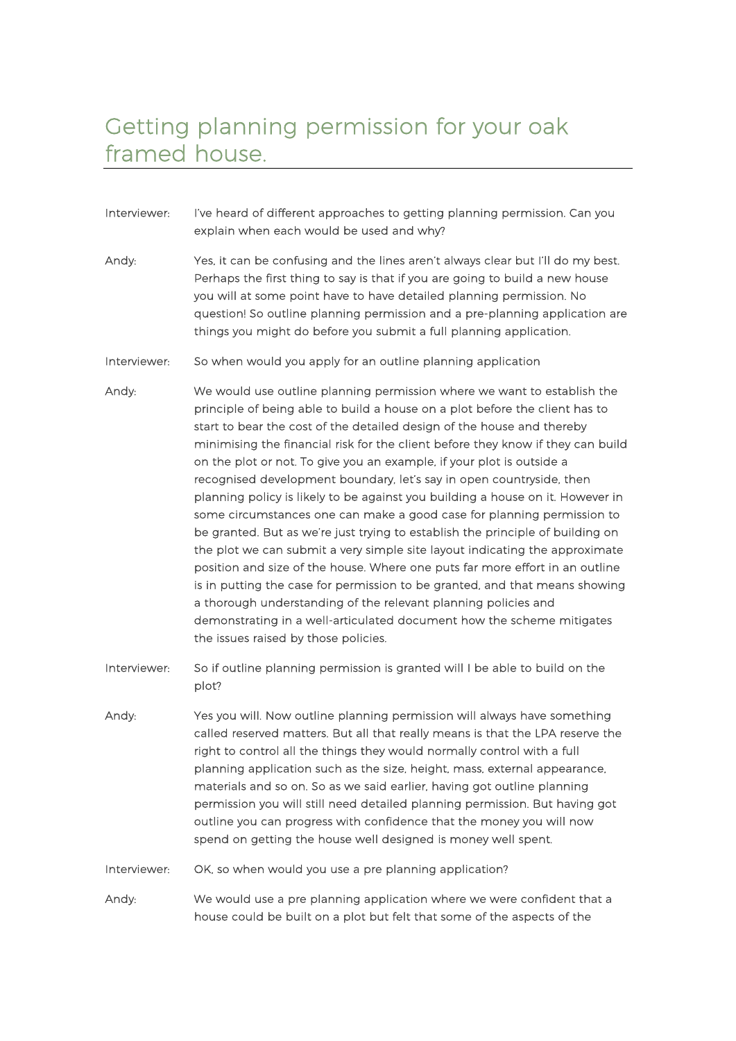# Getting planning permission for your oak framed house.

**Interviewer:** I've heard of different approaches to getting planning permission. Can you explain when each would be used and why?

**Andy:** Yes, it can be confusing and the lines aren't always clear but I'll do my best. Perhaps the first thing to say is that if you are going to build a new house you will at some point have to have detailed planning permission. No question! So outline planning permission and a pre-planning application are things you might do before you submit a full planning application.

**Interviewer:** So when would you apply for an outline planning application

**Andy:** We would use outline planning permission where we want to establish the principle of being able to build a house on a plot before the client has to start to bear the cost of the detailed design of the house and thereby minimising the financial risk for the client before they know if they can build on the plot or not. To give you an example, if your plot is outside a recognised development boundary, let's say in open countryside, then planning policy is likely to be against you building a house on it. However in some circumstances one can make a good case for planning permission to be granted. But as we're just trying to establish the principle of building on the plot we can submit a very simple site layout indicating the approximate position and size of the house. Where one puts far more effort in an outline is in putting the case for permission to be granted, and that means showing a thorough understanding of the relevant planning policies and demonstrating in a well-articulated document how the scheme mitigates the issues raised by those policies.

**Interviewer:** So if outline planning permission is granted will I be able to build on the plot?

**Andy:** Yes you will. Now outline planning permission will always have something called reserved matters. But all that really means is that the LPA reserve the right to control all the things they would normally control with a full planning application such as the size, height, mass, external appearance, materials and so on. So as we said earlier, having got outline planning permission you will still need detailed planning permission. But having got outline you can progress with confidence that the money you will now spend on getting the house well designed is money well spent.

**Interviewer:** OK, so when would you use a pre planning application?

**Andy:** We would use a pre planning application where we were confident that a house could be built on a plot but felt that some of the aspects of the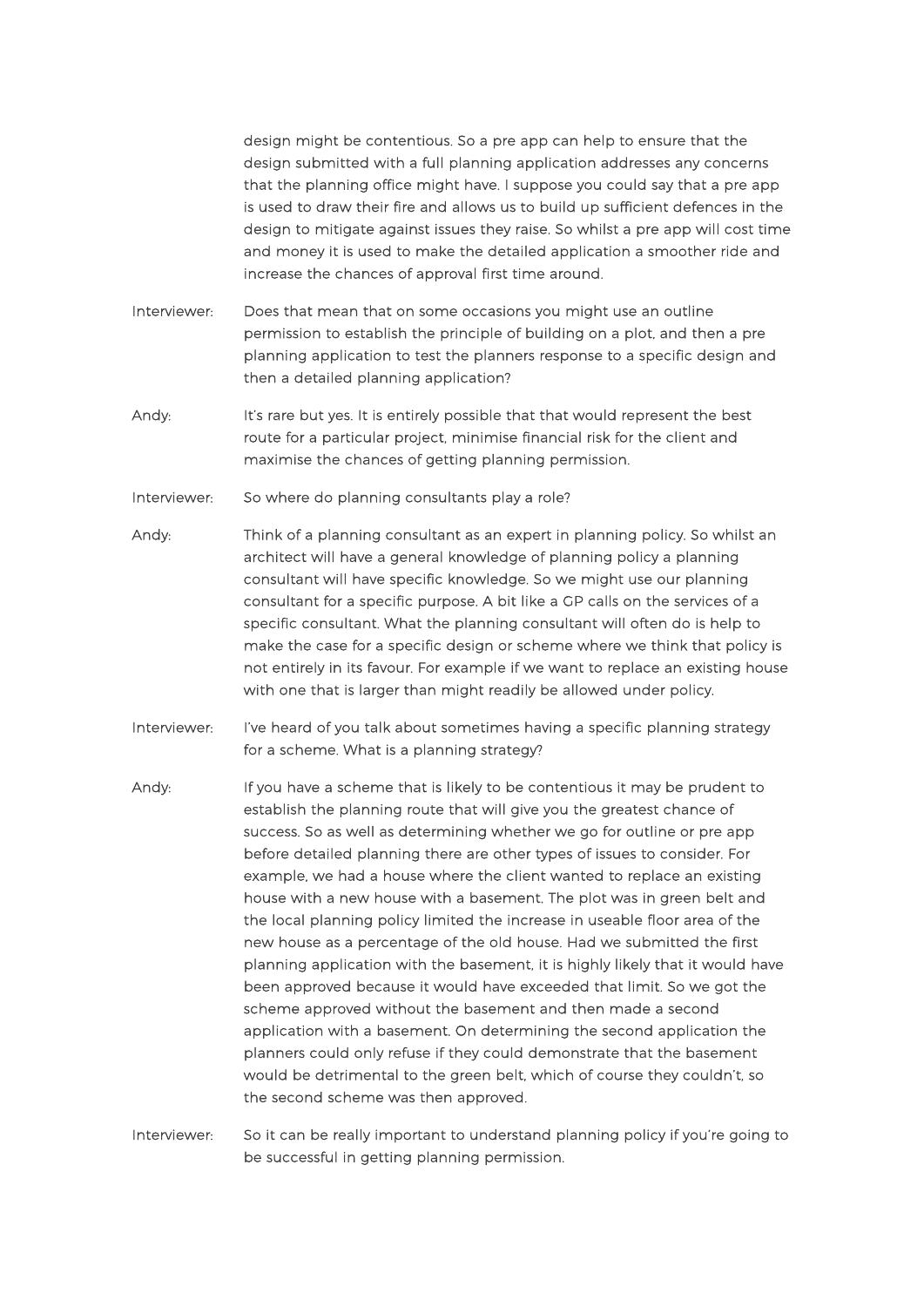design might be contentious. So a pre app can help to ensure that the design submitted with a full planning application addresses any concerns that the planning office might have. I suppose you could say that a pre app is used to draw their fire and allows us to build up sufficient defences in the design to mitigate against issues they raise. So whilst a pre app will cost time and money it is used to make the detailed application a smoother ride and increase the chances of approval first time around.

Interviewer: Does that mean that on some occasions you might use an outline permission to establish the principle of building on a plot, and then a pre planning application to test the planners response to a specific design and then a detailed planning application?

Andy: It's rare but yes. It is entirely possible that that would represent the best route for a particular project, minimise financial risk for the client and maximise the chances of getting planning permission.

Interviewer: So where do planning consultants play a role?

Andy: Think of a planning consultant as an expert in planning policy. So whilst an architect will have a general knowledge of planning policy a planning consultant will have specific knowledge. So we might use our planning consultant for a specific purpose. A bit like a GP calls on the services of a specific consultant. What the planning consultant will often do is help to make the case for a specific design or scheme where we think that policy is not entirely in its favour. For example if we want to replace an existing house with one that is larger than might readily be allowed under policy.

Interviewer: I've heard of you talk about sometimes having a specific planning strategy for a scheme. What is a planning strategy?

Andy: If you have a scheme that is likely to be contentious it may be prudent to establish the planning route that will give you the greatest chance of success. So as well as determining whether we go for outline or pre app before detailed planning there are other types of issues to consider. For example, we had a house where the client wanted to replace an existing house with a new house with a basement. The plot was in green belt and the local planning policy limited the increase in useable floor area of the new house as a percentage of the old house. Had we submitted the first planning application with the basement, it is highly likely that it would have been approved because it would have exceeded that limit. So we got the scheme approved without the basement and then made a second application with a basement. On determining the second application the planners could only refuse if they could demonstrate that the basement would be detrimental to the green belt, which of course they couldn't, so the second scheme was then approved.

Interviewer: So it can be really important to understand planning policy if you're going to be successful in getting planning permission.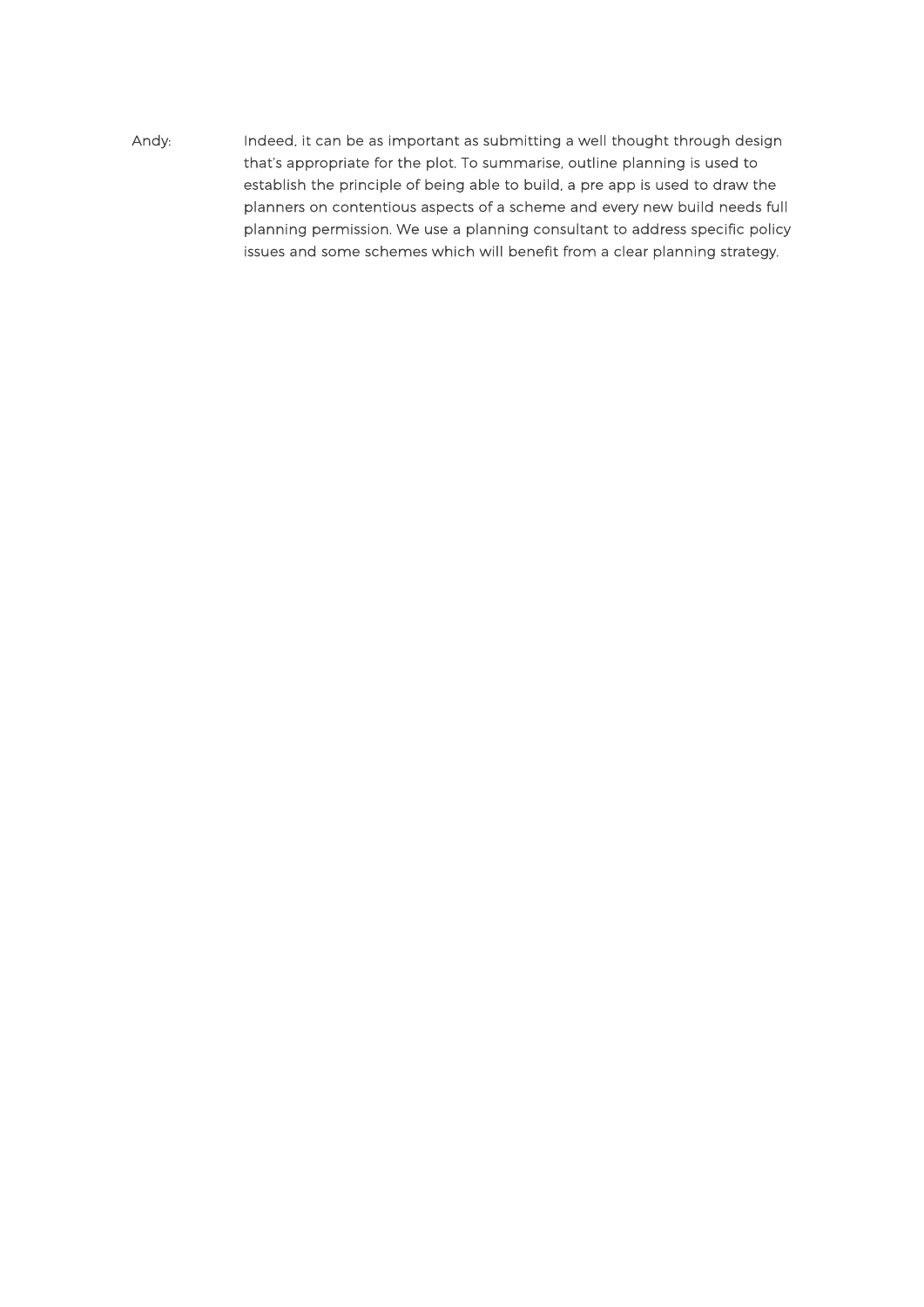Andy: Indeed, it can be as important as submitting a well thought through design that's appropriate for the plot. To summarise, outline planning is used to establish the principle of being able to build, a pre app is used to draw the planners on contentious aspects of a scheme and every new build needs full planning permission. We use a planning consultant to address specific policy issues and some schemes which will benefit from a clear planning strategy.